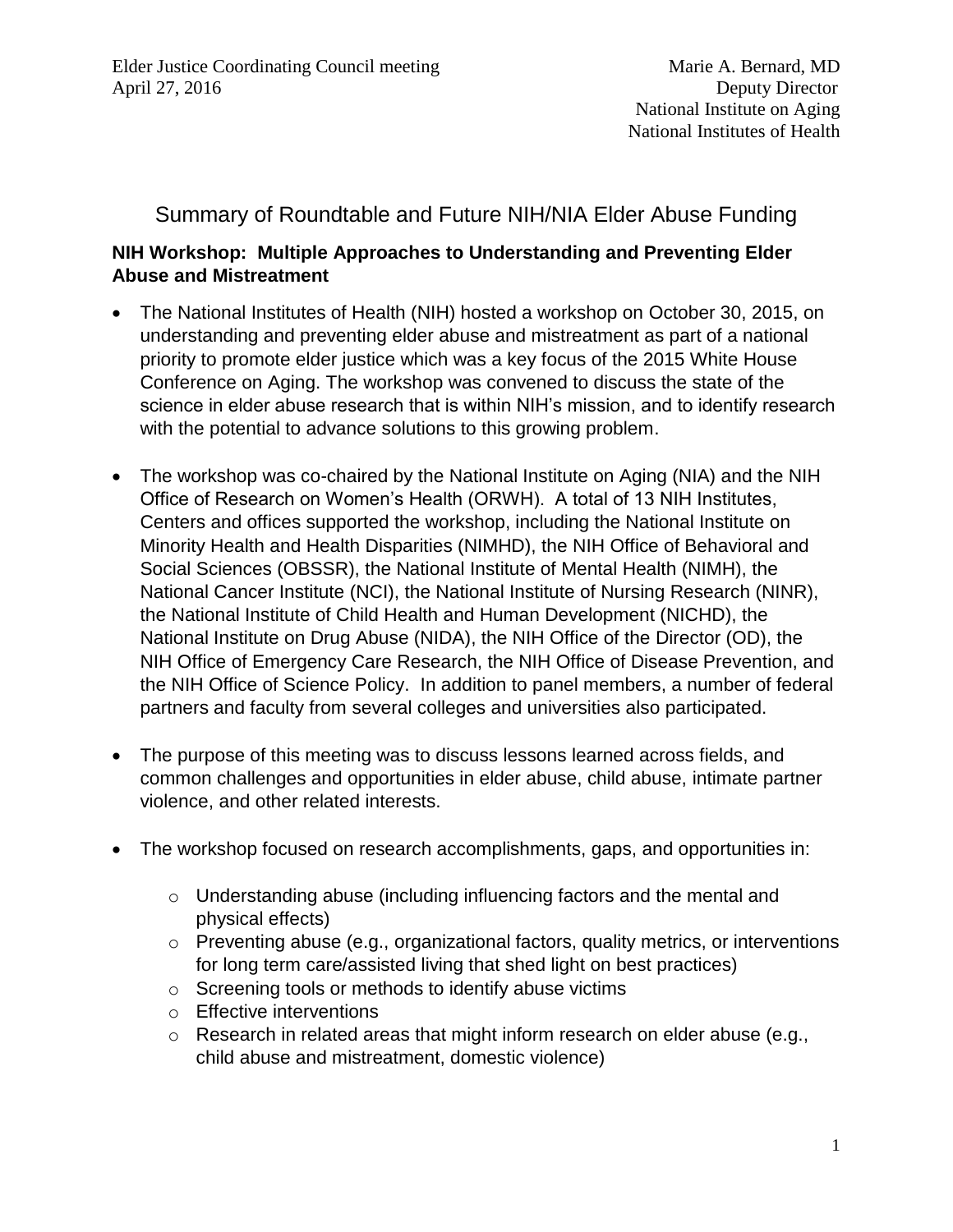Elder Justice Coordinating Council meeting
April 27, 2016

Marie A. Bernard, MD
Deputy Director
National Institute on Aging
National Institutes of Health

# Summary of Roundtable and Future NIH/NIA Elder Abuse Funding

## NIH Workshop: Multiple Approaches to Understanding and Preventing Elder Abuse and Mistreatment

- The National Institutes of Health (NIH) hosted a workshop on October 30, 2015, on understanding and preventing elder abuse and mistreatment as part of a national priority to promote elder justice which was a key focus of the 2015 White House Conference on Aging. The workshop was convened to discuss the state of the science in elder abuse research that is within NIH's mission, and to identify research with the potential to advance solutions to this growing problem.

- The workshop was co-chaired by the National Institute on Aging (NIA) and the NIH Office of Research on Women's Health (ORWH). A total of 13 NIH Institutes, Centers and offices supported the workshop, including the National Institute on Minority Health and Health Disparities (NIMHD), the NIH Office of Behavioral and Social Sciences (OBSSR), the National Institute of Mental Health (NIMH), the National Cancer Institute (NCI), the National Institute of Nursing Research (NINR), the National Institute of Child Health and Human Development (NICHD), the National Institute on Drug Abuse (NIDA), the NIH Office of the Director (OD), the NIH Office of Emergency Care Research, the NIH Office of Disease Prevention, and the NIH Office of Science Policy. In addition to panel members, a number of federal partners and faculty from several colleges and universities also participated.

- The purpose of this meeting was to discuss lessons learned across fields, and common challenges and opportunities in elder abuse, child abuse, intimate partner violence, and other related interests.

- The workshop focused on research accomplishments, gaps, and opportunities in:
  - Understanding abuse (including influencing factors and the mental and physical effects)
  - Preventing abuse (e.g., organizational factors, quality metrics, or interventions for long term care/assisted living that shed light on best practices)
  - Screening tools or methods to identify abuse victims
  - Effective interventions
  - Research in related areas that might inform research on elder abuse (e.g., child abuse and mistreatment, domestic violence)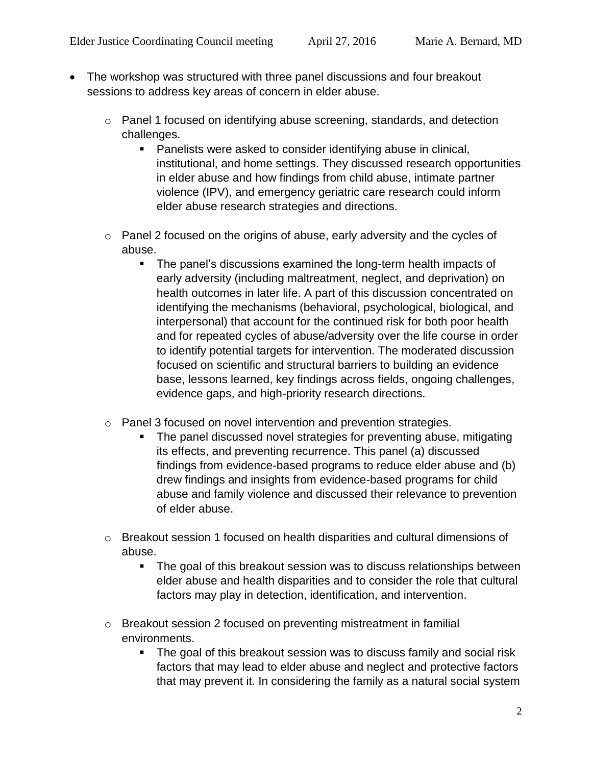- The workshop was structured with three panel discussions and four breakout sessions to address key areas of concern in elder abuse.
  - Panel 1 focused on identifying abuse screening, standards, and detection challenges.
    - Panelists were asked to consider identifying abuse in clinical, institutional, and home settings. They discussed research opportunities in elder abuse and how findings from child abuse, intimate partner violence (IPV), and emergency geriatric care research could inform elder abuse research strategies and directions.
  - Panel 2 focused on the origins of abuse, early adversity and the cycles of abuse.
    - The panel's discussions examined the long-term health impacts of early adversity (including maltreatment, neglect, and deprivation) on health outcomes in later life. A part of this discussion concentrated on identifying the mechanisms (behavioral, psychological, biological, and interpersonal) that account for the continued risk for both poor health and for repeated cycles of abuse/adversity over the life course in order to identify potential targets for intervention. The moderated discussion focused on scientific and structural barriers to building an evidence base, lessons learned, key findings across fields, ongoing challenges, evidence gaps, and high-priority research directions.
  - Panel 3 focused on novel intervention and prevention strategies.
    - The panel discussed novel strategies for preventing abuse, mitigating its effects, and preventing recurrence. This panel (a) discussed findings from evidence-based programs to reduce elder abuse and (b) drew findings and insights from evidence-based programs for child abuse and family violence and discussed their relevance to prevention of elder abuse.
  - Breakout session 1 focused on health disparities and cultural dimensions of abuse.
    - The goal of this breakout session was to discuss relationships between elder abuse and health disparities and to consider the role that cultural factors may play in detection, identification, and intervention.
  - Breakout session 2 focused on preventing mistreatment in familial environments.
    - The goal of this breakout session was to discuss family and social risk factors that may lead to elder abuse and neglect and protective factors that may prevent it. In considering the family as a natural social system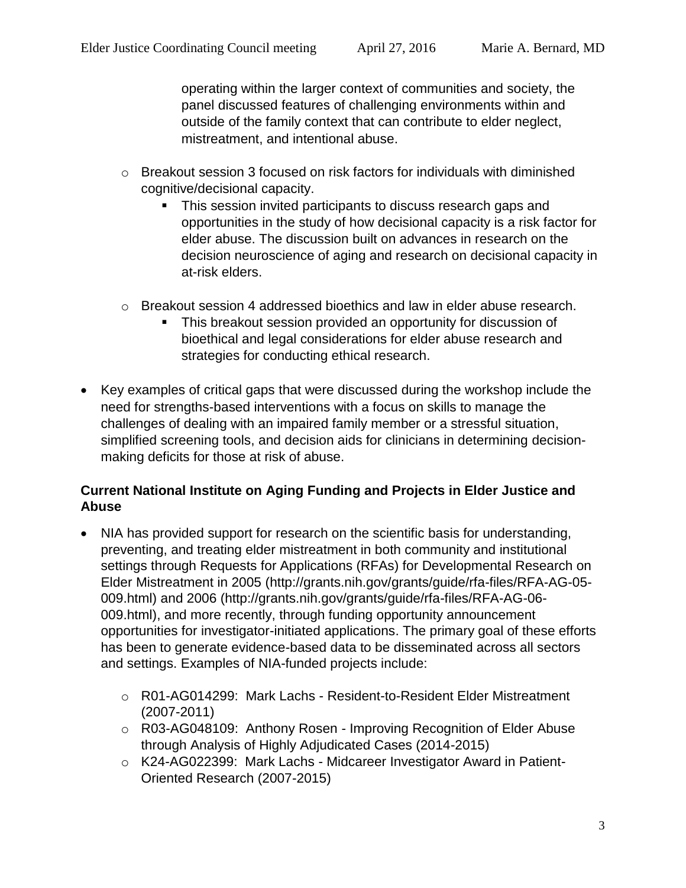operating within the larger context of communities and society, the panel discussed features of challenging environments within and outside of the family context that can contribute to elder neglect, mistreatment, and intentional abuse.

- Breakout session 3 focused on risk factors for individuals with diminished cognitive/decisional capacity.
    - This session invited participants to discuss research gaps and opportunities in the study of how decisional capacity is a risk factor for elder abuse. The discussion built on advances in research on the decision neuroscience of aging and research on decisional capacity in at-risk elders.

- Breakout session 4 addressed bioethics and law in elder abuse research.
    - This breakout session provided an opportunity for discussion of bioethical and legal considerations for elder abuse research and strategies for conducting ethical research.

- Key examples of critical gaps that were discussed during the workshop include the need for strengths-based interventions with a focus on skills to manage the challenges of dealing with an impaired family member or a stressful situation, simplified screening tools, and decision aids for clinicians in determining decision-making deficits for those at risk of abuse.

**Current National Institute on Aging Funding and Projects in Elder Justice and Abuse**

- NIA has provided support for research on the scientific basis for understanding, preventing, and treating elder mistreatment in both community and institutional settings through Requests for Applications (RFAs) for Developmental Research on Elder Mistreatment in 2005 (http://grants.nih.gov/grants/guide/rfa-files/RFA-AG-05-009.html) and 2006 (http://grants.nih.gov/grants/guide/rfa-files/RFA-AG-06-009.html), and more recently, through funding opportunity announcement opportunities for investigator-initiated applications. The primary goal of these efforts has been to generate evidence-based data to be disseminated across all sectors and settings. Examples of NIA-funded projects include:
    - R01-AG014299: Mark Lachs - Resident-to-Resident Elder Mistreatment (2007-2011)
    - R03-AG048109: Anthony Rosen - Improving Recognition of Elder Abuse through Analysis of Highly Adjudicated Cases (2014-2015)
    - K24-AG022399: Mark Lachs - Midcareer Investigator Award in Patient-Oriented Research (2007-2015)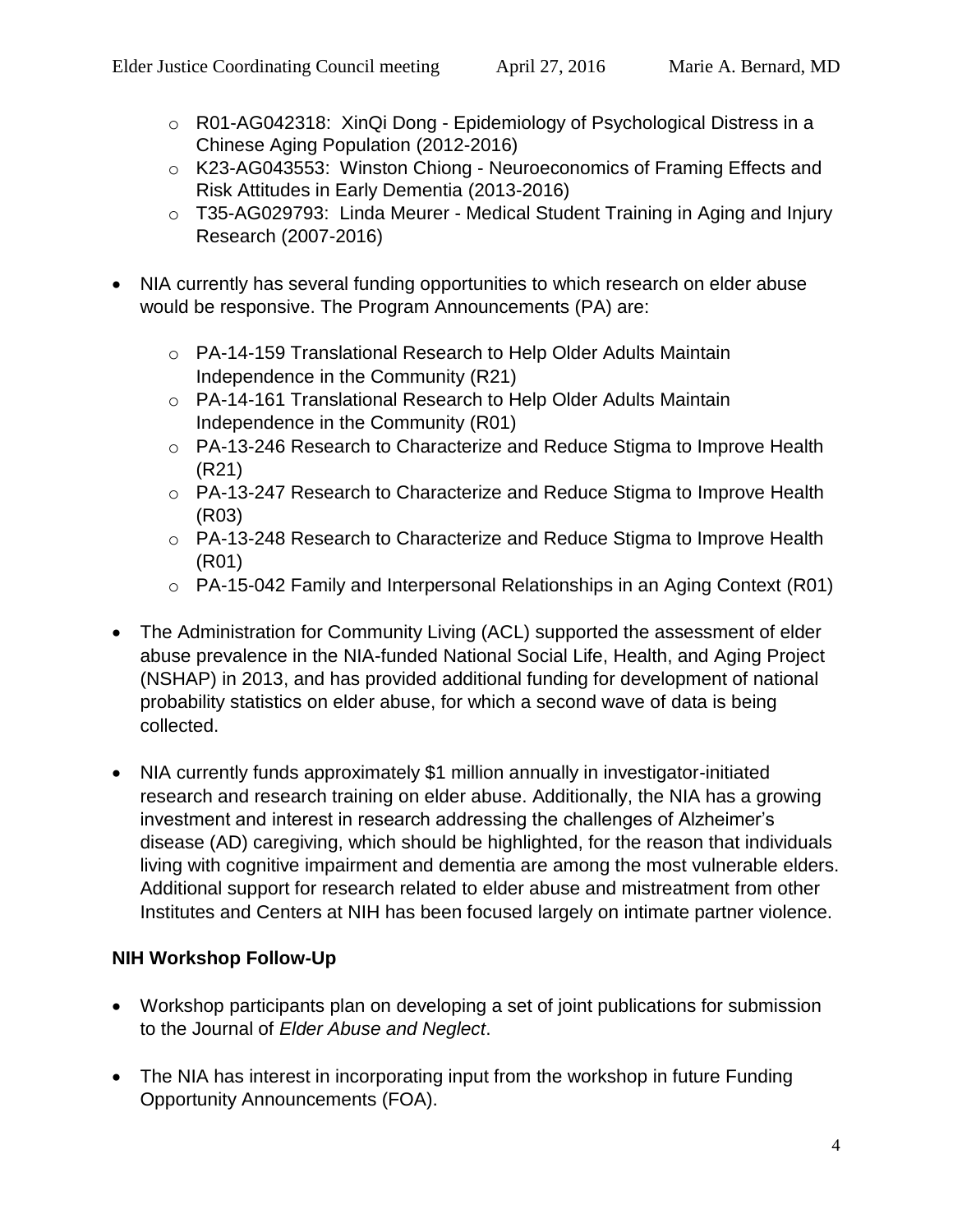- R01-AG042318: XinQi Dong - Epidemiology of Psychological Distress in a Chinese Aging Population (2012-2016)
  - K23-AG043553: Winston Chiong - Neuroeconomics of Framing Effects and Risk Attitudes in Early Dementia (2013-2016)
  - T35-AG029793: Linda Meurer - Medical Student Training in Aging and Injury Research (2007-2016)

- NIA currently has several funding opportunities to which research on elder abuse would be responsive. The Program Announcements (PA) are:

  - PA-14-159 Translational Research to Help Older Adults Maintain Independence in the Community (R21)
  - PA-14-161 Translational Research to Help Older Adults Maintain Independence in the Community (R01)
  - PA-13-246 Research to Characterize and Reduce Stigma to Improve Health (R21)
  - PA-13-247 Research to Characterize and Reduce Stigma to Improve Health (R03)
  - PA-13-248 Research to Characterize and Reduce Stigma to Improve Health (R01)
  - PA-15-042 Family and Interpersonal Relationships in an Aging Context (R01)

- The Administration for Community Living (ACL) supported the assessment of elder abuse prevalence in the NIA-funded National Social Life, Health, and Aging Project (NSHAP) in 2013, and has provided additional funding for development of national probability statistics on elder abuse, for which a second wave of data is being collected.

- NIA currently funds approximately $1 million annually in investigator-initiated research and research training on elder abuse. Additionally, the NIA has a growing investment and interest in research addressing the challenges of Alzheimer's disease (AD) caregiving, which should be highlighted, for the reason that individuals living with cognitive impairment and dementia are among the most vulnerable elders. Additional support for research related to elder abuse and mistreatment from other Institutes and Centers at NIH has been focused largely on intimate partner violence.

**NIH Workshop Follow-Up**

- Workshop participants plan on developing a set of joint publications for submission to the Journal of *Elder Abuse and Neglect*.

- The NIA has interest in incorporating input from the workshop in future Funding Opportunity Announcements (FOA).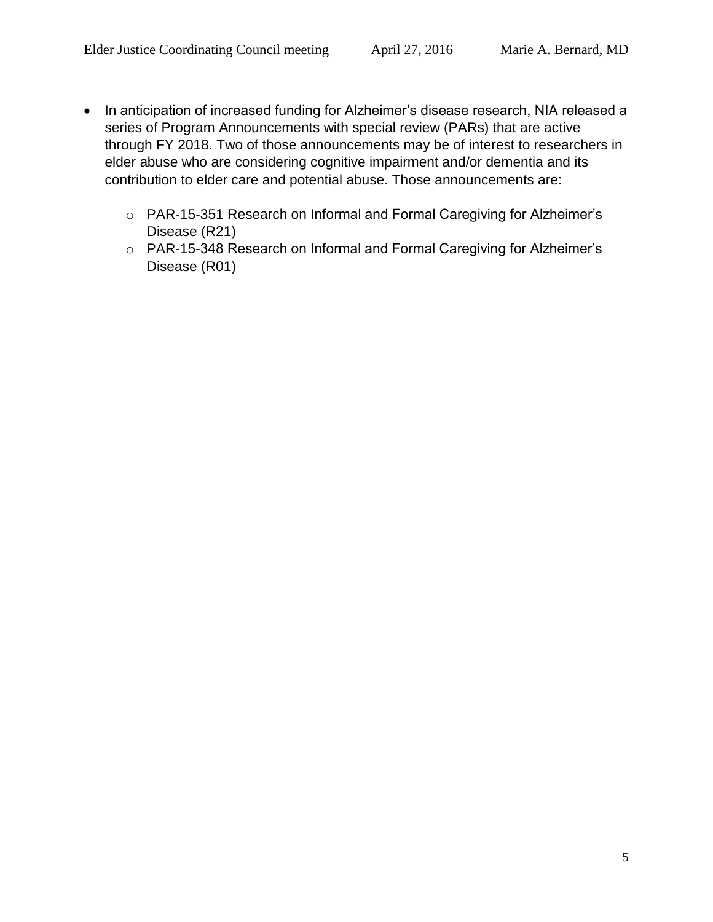- In anticipation of increased funding for Alzheimer's disease research, NIA released a series of Program Announcements with special review (PARs) that are active through FY 2018. Two of those announcements may be of interest to researchers in elder abuse who are considering cognitive impairment and/or dementia and its contribution to elder care and potential abuse. Those announcements are:
    - PAR-15-351 Research on Informal and Formal Caregiving for Alzheimer's Disease (R21)
    - PAR-15-348 Research on Informal and Formal Caregiving for Alzheimer's Disease (R01)